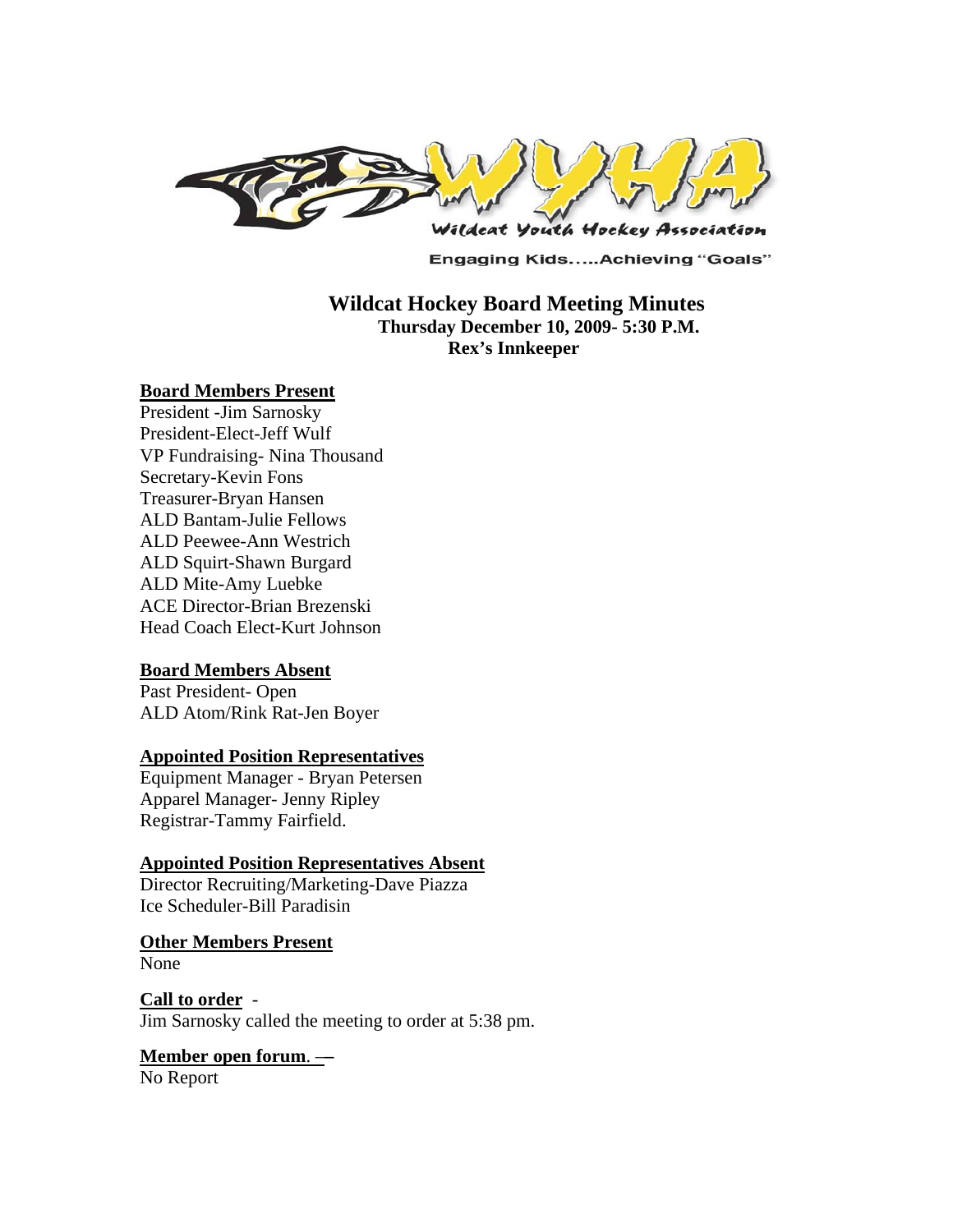Wildcat Youth Hockey Association

Engaging Kids.....Achieving "Goals"

# Wildcat Hockey Board Meeting Minutes

**Thursday December 10, 2009- 5:30 P.M.**

**Rex's Innkeeper**

**Board Members Present**

President -Jim Sarnosky
President-Elect-Jeff Wulf
VP Fundraising- Nina Thousand
Secretary-Kevin Fons
Treasurer-Bryan Hansen
ALD Bantam-Julie Fellows
ALD Peewee-Ann Westrich
ALD Squirt-Shawn Burgard
ALD Mite-Amy Luebke
ACE Director-Brian Brezenski
Head Coach Elect-Kurt Johnson

**Board Members Absent**

Past President- Open
ALD Atom/Rink Rat-Jen Boyer

**Appointed Position Representatives**

Equipment Manager - Bryan Petersen
Apparel Manager- Jenny Ripley
Registrar-Tammy Fairfield.

**Appointed Position Representatives Absent**

Director Recruiting/Marketing-Dave Piazza
Ice Scheduler-Bill Paradisin

**Other Members Present**

None

**Call to order** -

Jim Sarnosky called the meeting to order at 5:38 pm.

**Member open forum**. —

No Report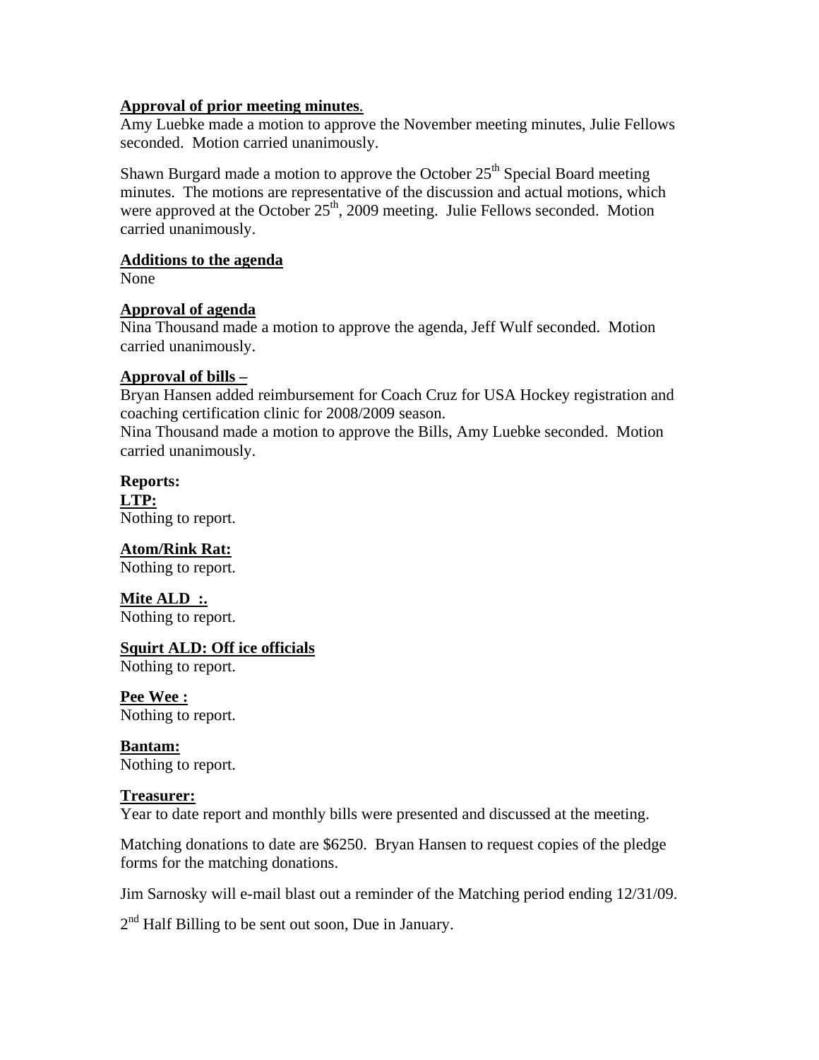**Approval of prior meeting minutes**.

Amy Luebke made a motion to approve the November meeting minutes, Julie Fellows seconded. Motion carried unanimously.

Shawn Burgard made a motion to approve the October 25th Special Board meeting minutes. The motions are representative of the discussion and actual motions, which were approved at the October 25th, 2009 meeting. Julie Fellows seconded. Motion carried unanimously.

**Additions to the agenda**

None

**Approval of agenda**

Nina Thousand made a motion to approve the agenda, Jeff Wulf seconded. Motion carried unanimously.

**Approval of bills –**

Bryan Hansen added reimbursement for Coach Cruz for USA Hockey registration and coaching certification clinic for 2008/2009 season.

Nina Thousand made a motion to approve the Bills, Amy Luebke seconded. Motion carried unanimously.

**Reports:**

**LTP:**

Nothing to report.

**Atom/Rink Rat:**

Nothing to report.

**Mite ALD :.**

Nothing to report.

**Squirt ALD: Off ice officials**

Nothing to report.

**Pee Wee :**

Nothing to report.

**Bantam:**

Nothing to report.

**Treasurer:**

Year to date report and monthly bills were presented and discussed at the meeting.

Matching donations to date are $6250. Bryan Hansen to request copies of the pledge forms for the matching donations.

Jim Sarnosky will e-mail blast out a reminder of the Matching period ending 12/31/09.

2nd Half Billing to be sent out soon, Due in January.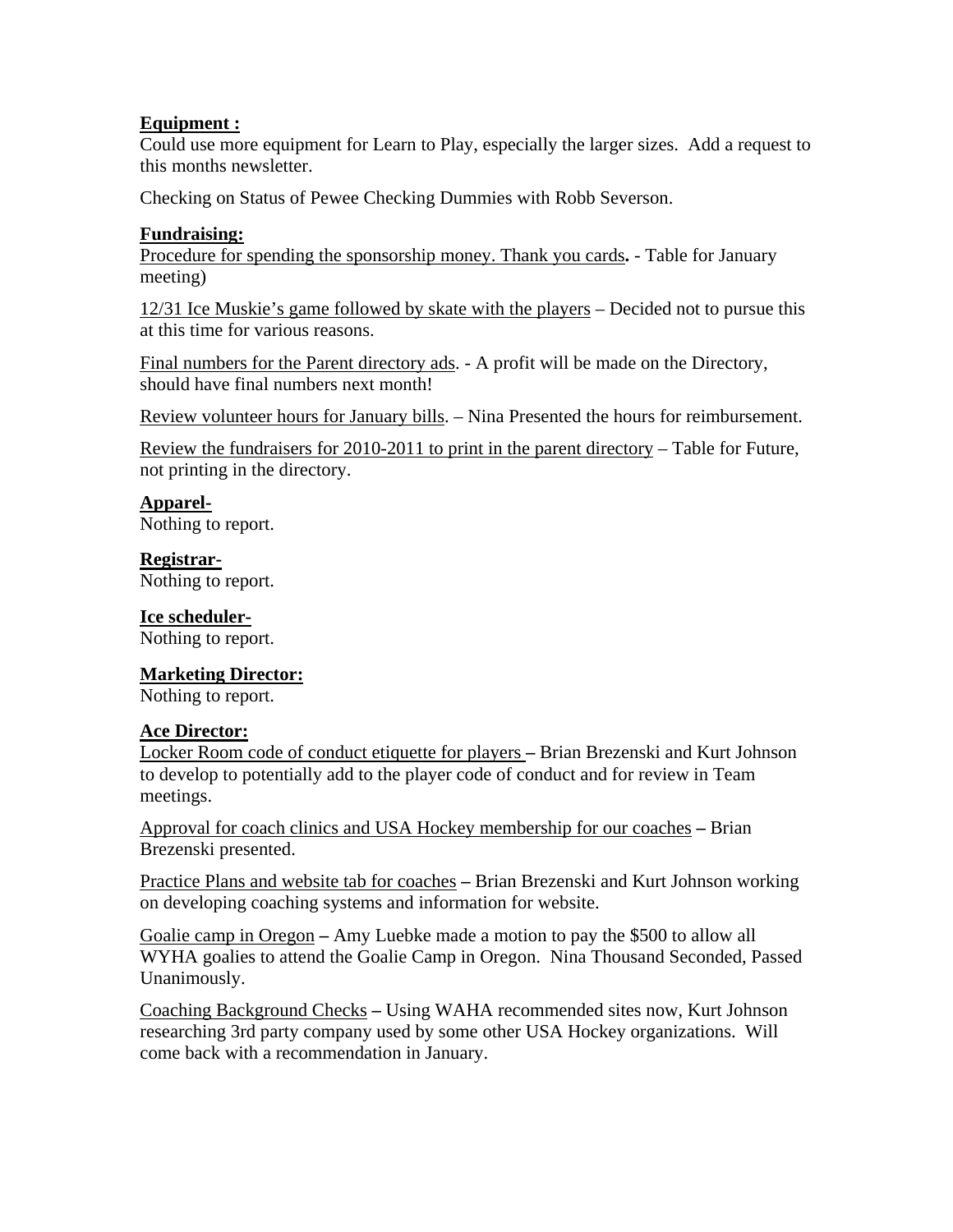**Equipment :**

Could use more equipment for Learn to Play, especially the larger sizes. Add a request to this months newsletter.

Checking on Status of Pewee Checking Dummies with Robb Severson.

**Fundraising:**

Procedure for spending the sponsorship money. Thank you cards**.** - Table for January meeting)

12/31 Ice Muskie's game followed by skate with the players – Decided not to pursue this at this time for various reasons.

Final numbers for the Parent directory ads. - A profit will be made on the Directory, should have final numbers next month!

Review volunteer hours for January bills. – Nina Presented the hours for reimbursement.

Review the fundraisers for 2010-2011 to print in the parent directory – Table for Future, not printing in the directory.

**Apparel-**

Nothing to report.

**Registrar-**

Nothing to report.

**Ice scheduler-**

Nothing to report.

**Marketing Director:**

Nothing to report.

**Ace Director:**

Locker Room code of conduct etiquette for players **–** Brian Brezenski and Kurt Johnson to develop to potentially add to the player code of conduct and for review in Team meetings.

Approval for coach clinics and USA Hockey membership for our coaches **–** Brian Brezenski presented.

Practice Plans and website tab for coaches **–** Brian Brezenski and Kurt Johnson working on developing coaching systems and information for website.

Goalie camp in Oregon **–** Amy Luebke made a motion to pay the $500 to allow all WYHA goalies to attend the Goalie Camp in Oregon. Nina Thousand Seconded, Passed Unanimously.

Coaching Background Checks **–** Using WAHA recommended sites now, Kurt Johnson researching 3rd party company used by some other USA Hockey organizations. Will come back with a recommendation in January.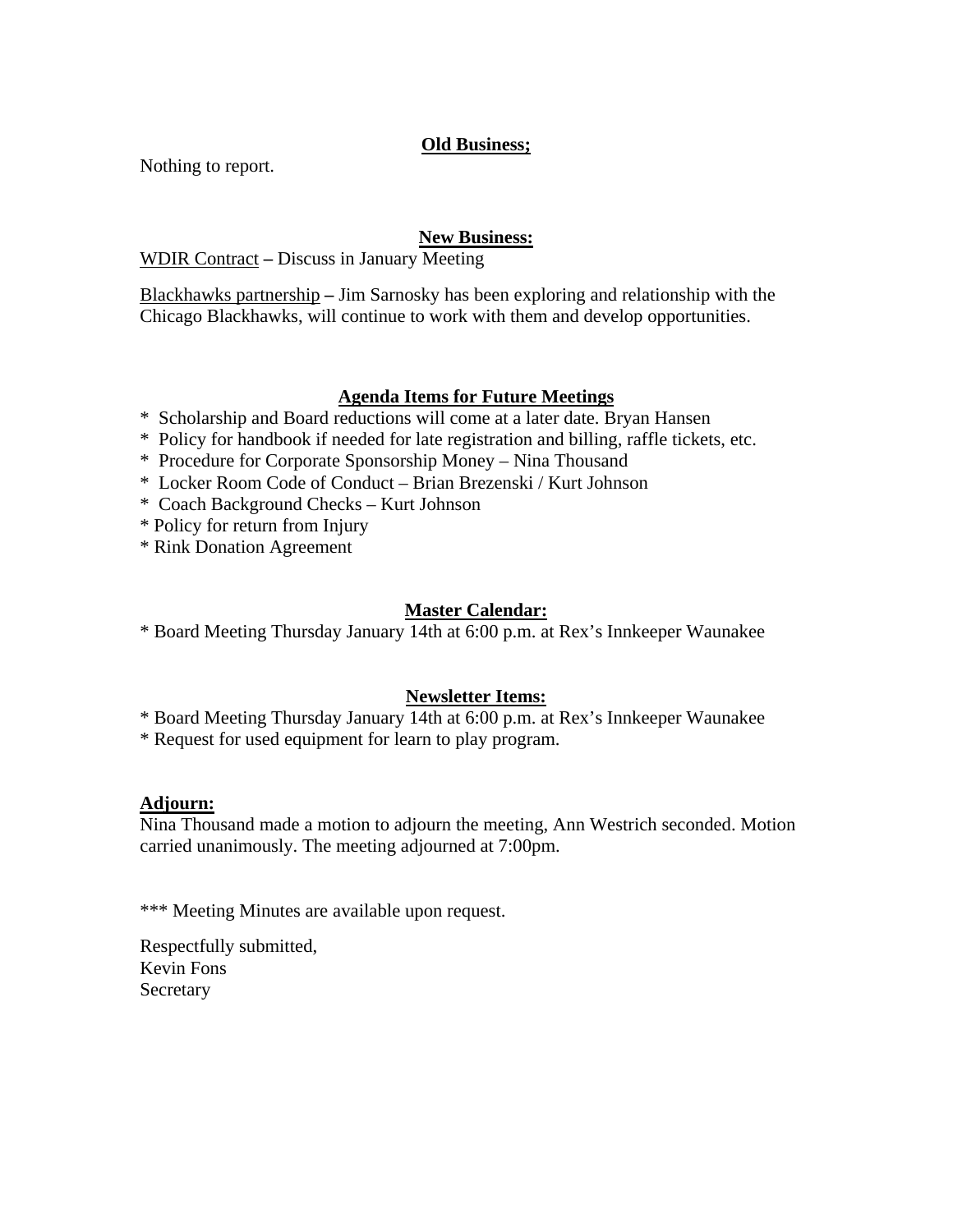**Old Business;**

Nothing to report.

**New Business:**

WDIR Contract **–** Discuss in January Meeting

Blackhawks partnership **–** Jim Sarnosky has been exploring and relationship with the Chicago Blackhawks, will continue to work with them and develop opportunities.

**Agenda Items for Future Meetings**

* Scholarship and Board reductions will come at a later date. Bryan Hansen
* Policy for handbook if needed for late registration and billing, raffle tickets, etc.
* Procedure for Corporate Sponsorship Money – Nina Thousand
* Locker Room Code of Conduct – Brian Brezenski / Kurt Johnson
* Coach Background Checks – Kurt Johnson
* Policy for return from Injury
* Rink Donation Agreement

**Master Calendar:**

* Board Meeting Thursday January 14th at 6:00 p.m. at Rex's Innkeeper Waunakee

**Newsletter Items:**

* Board Meeting Thursday January 14th at 6:00 p.m. at Rex's Innkeeper Waunakee
* Request for used equipment for learn to play program.

**Adjourn:**

Nina Thousand made a motion to adjourn the meeting, Ann Westrich seconded. Motion carried unanimously. The meeting adjourned at 7:00pm.

*** Meeting Minutes are available upon request.

Respectfully submitted,
Kevin Fons
Secretary